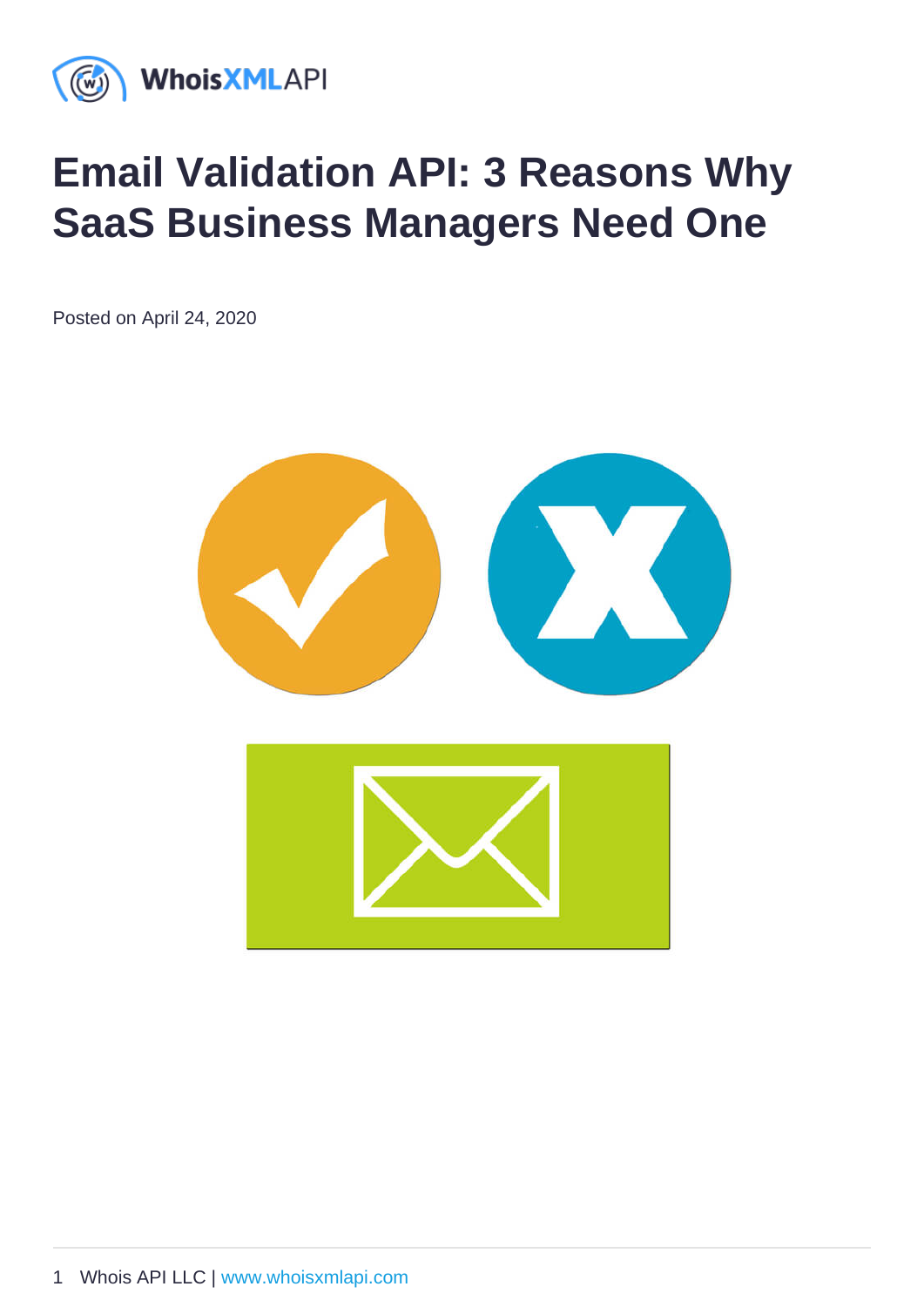# Email Validation API: 3 Reasons Why SaaS Business Managers Need One

Posted on April 24, 2020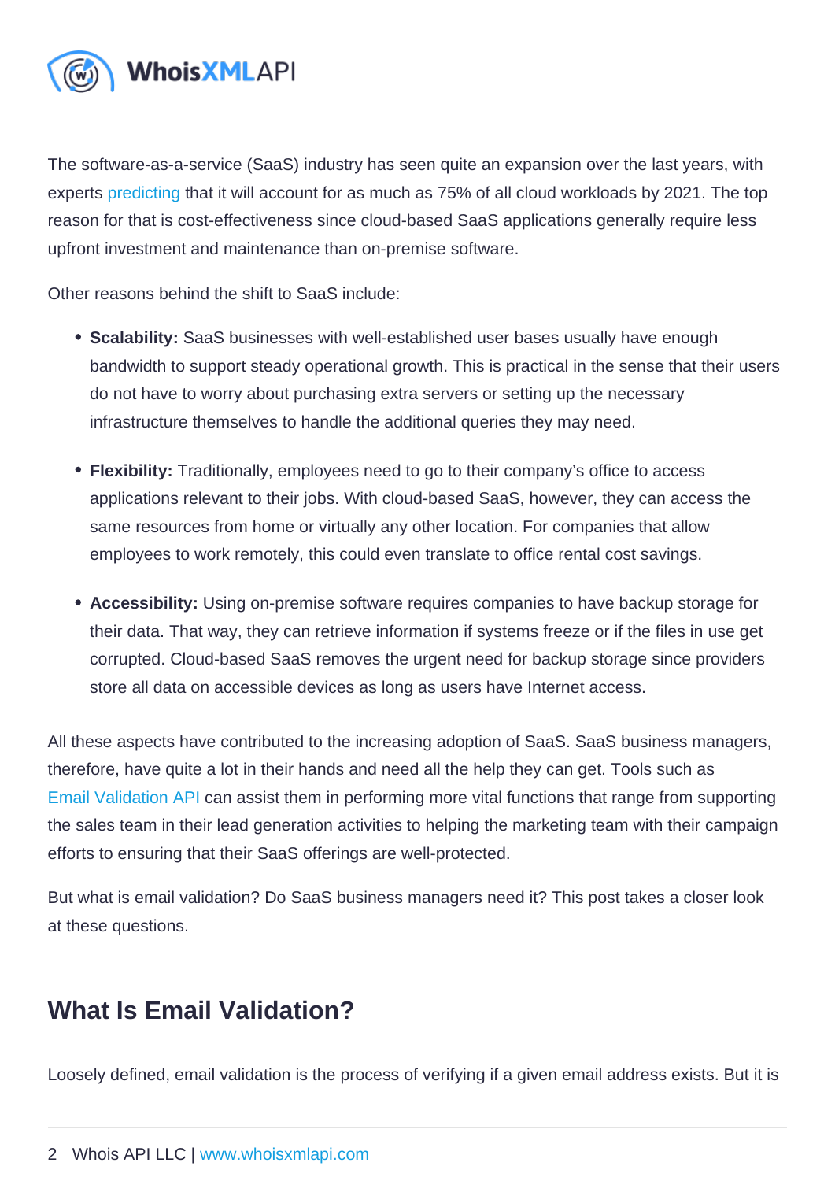The software-as-a-service (SaaS) industry has seen quite an expansion over the last years, with experts predicting that it will account for as much as 75% of all cloud workloads by 2021. The top reason for that is cost-effectiveness since cloud-based SaaS applications generally require less upfront investment and maintenance than on-premise software.

Other reasons behind the shift to SaaS include:

- **Scalability:** SaaS businesses with well-established user bases usually have enough bandwidth to support steady operational growth. This is practical in the sense that their users do not have to worry about purchasing extra servers or setting up the necessary infrastructure themselves to handle the additional queries they may need.
- **Flexibility:** Traditionally, employees need to go to their company's office to access applications relevant to their jobs. With cloud-based SaaS, however, they can access the same resources from home or virtually any other location. For companies that allow employees to work remotely, this could even translate to office rental cost savings.
- **Accessibility:** Using on-premise software requires companies to have backup storage for their data. That way, they can retrieve information if systems freeze or if the files in use get corrupted. Cloud-based SaaS removes the urgent need for backup storage since providers store all data on accessible devices as long as users have Internet access.

All these aspects have contributed to the increasing adoption of SaaS. SaaS business managers, therefore, have quite a lot in their hands and need all the help they can get. Tools such as Email Validation API can assist them in performing more vital functions that range from supporting the sales team in their lead generation activities to helping the marketing team with their campaign efforts to ensuring that their SaaS offerings are well-protected.

But what is email validation? Do SaaS business managers need it? This post takes a closer look at these questions.

## What Is Email Validation?

Loosely defined, email validation is the process of verifying if a given email address exists. But it is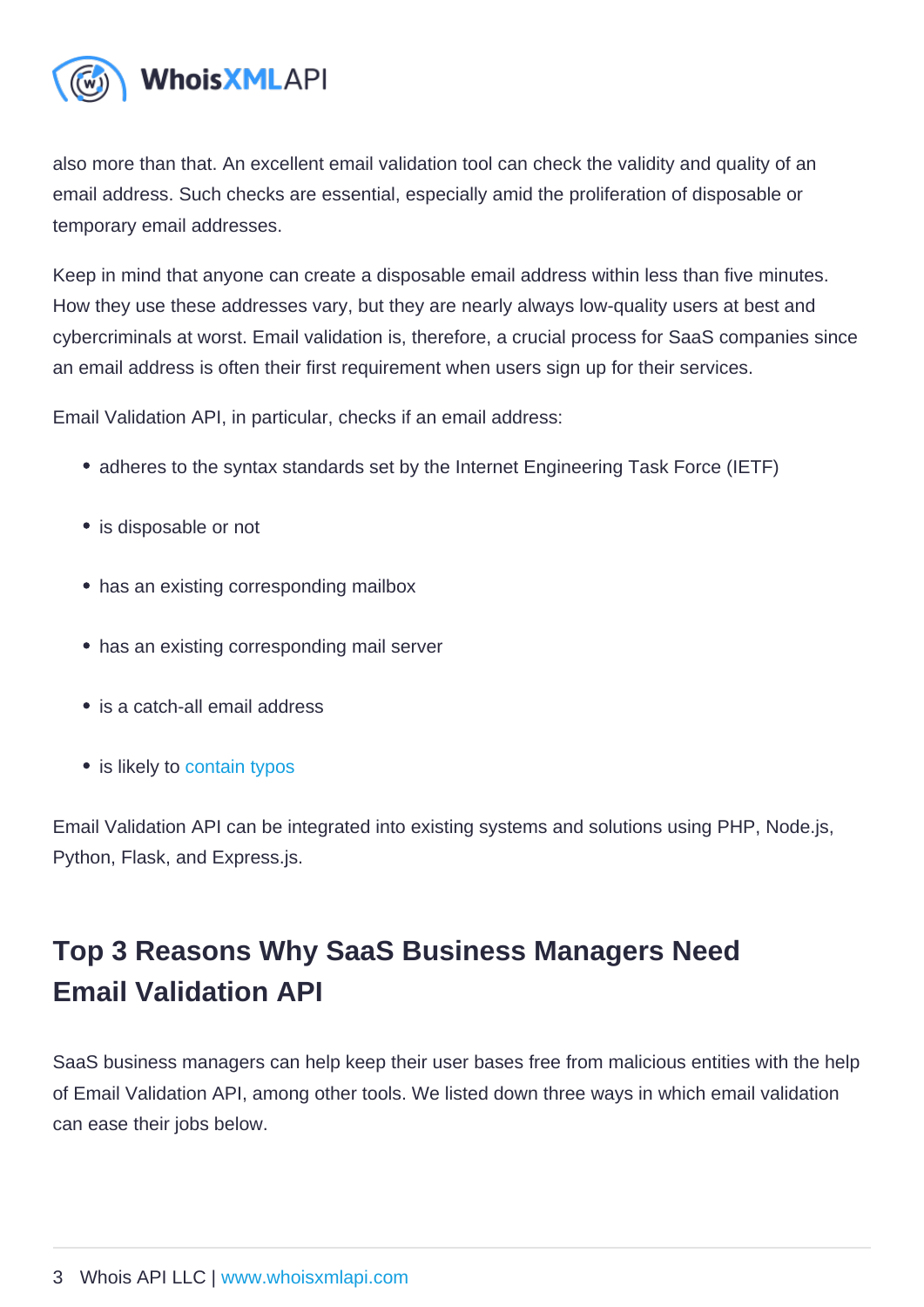also more than that. An excellent email validation tool can check the validity and quality of an email address. Such checks are essential, especially amid the proliferation of disposable or temporary email addresses.

Keep in mind that anyone can create a disposable email address within less than five minutes. How they use these addresses vary, but they are nearly always low-quality users at best and cybercriminals at worst. Email validation is, therefore, a crucial process for SaaS companies since an email address is often their first requirement when users sign up for their services.

Email Validation API, in particular, checks if an email address:

- adheres to the syntax standards set by the Internet Engineering Task Force (IETF)
- is disposable or not
- has an existing corresponding mailbox
- has an existing corresponding mail server
- is a catch-all email address
- is likely to contain typos

Email Validation API can be integrated into existing systems and solutions using PHP, Node.js, Python, Flask, and Express.js.

## Top 3 Reasons Why SaaS Business Managers Need Email Validation API

SaaS business managers can help keep their user bases free from malicious entities with the help of Email Validation API, among other tools. We listed down three ways in which email validation can ease their jobs below.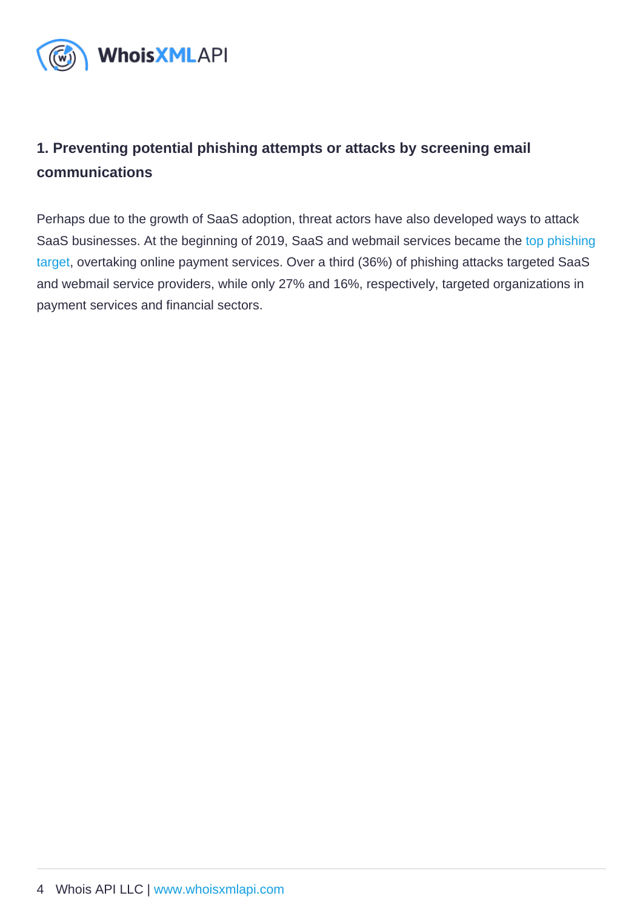### 1. Preventing potential phishing attempts or attacks by screening email communications

Perhaps due to the growth of SaaS adoption, threat actors have also developed ways to attack SaaS businesses. At the beginning of 2019, SaaS and webmail services became the top phishing target, overtaking online payment services. Over a third (36%) of phishing attacks targeted SaaS and webmail service providers, while only 27% and 16%, respectively, targeted organizations in payment services and financial sectors.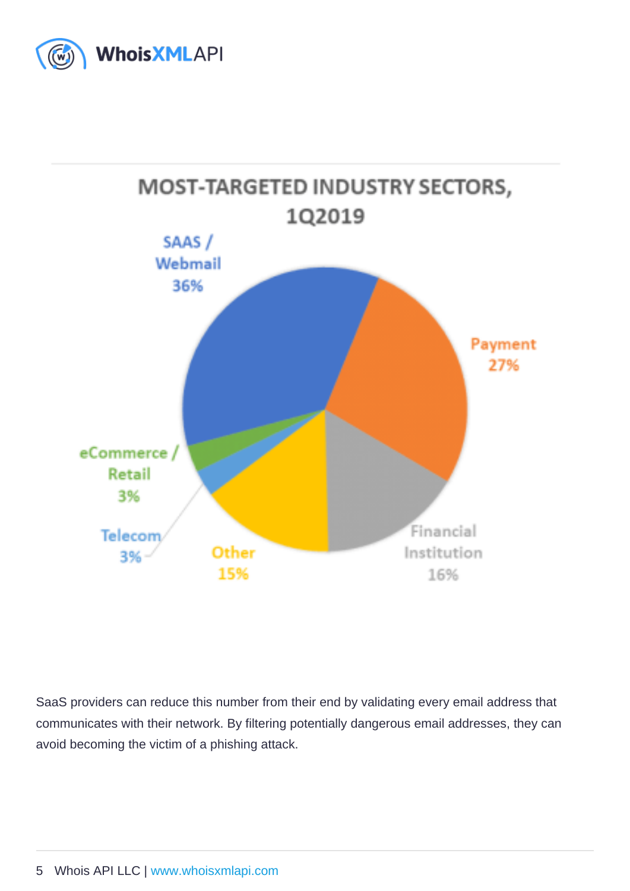MOST-TARGETED INDUSTRY SECTORS, 1Q2019

| Sector | Share |
| --- | --- |
| SAAS / Webmail | 36% |
| Payment | 27% |
| Financial Institution | 16% |
| Other | 15% |
| Telecom | 3% |
| eCommerce / Retail | 3% |

SaaS providers can reduce this number from their end by validating every email address that communicates with their network. By filtering potentially dangerous email addresses, they can avoid becoming the victim of a phishing attack.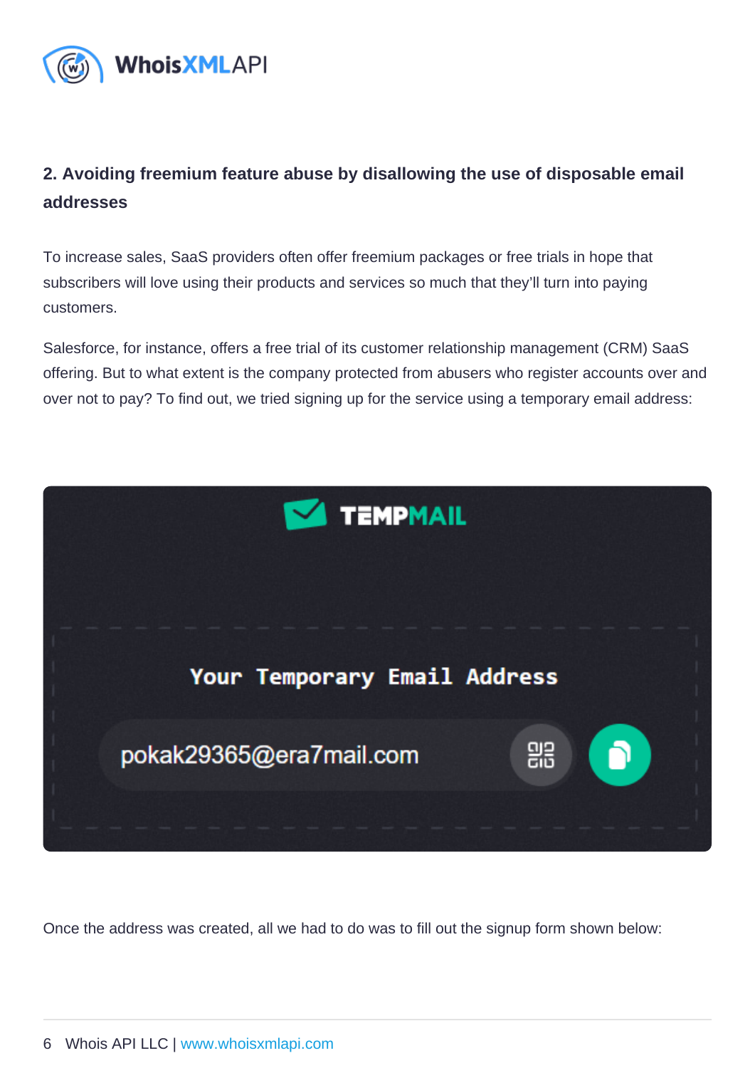## 2. Avoiding freemium feature abuse by disallowing the use of disposable email addresses

To increase sales, SaaS providers often offer freemium packages or free trials in hope that subscribers will love using their products and services so much that they'll turn into paying customers.

Salesforce, for instance, offers a free trial of its customer relationship management (CRM) SaaS offering. But to what extent is the company protected from abusers who register accounts over and over not to pay? To find out, we tried signing up for the service using a temporary email address:

Once the address was created, all we had to do was to fill out the signup form shown below: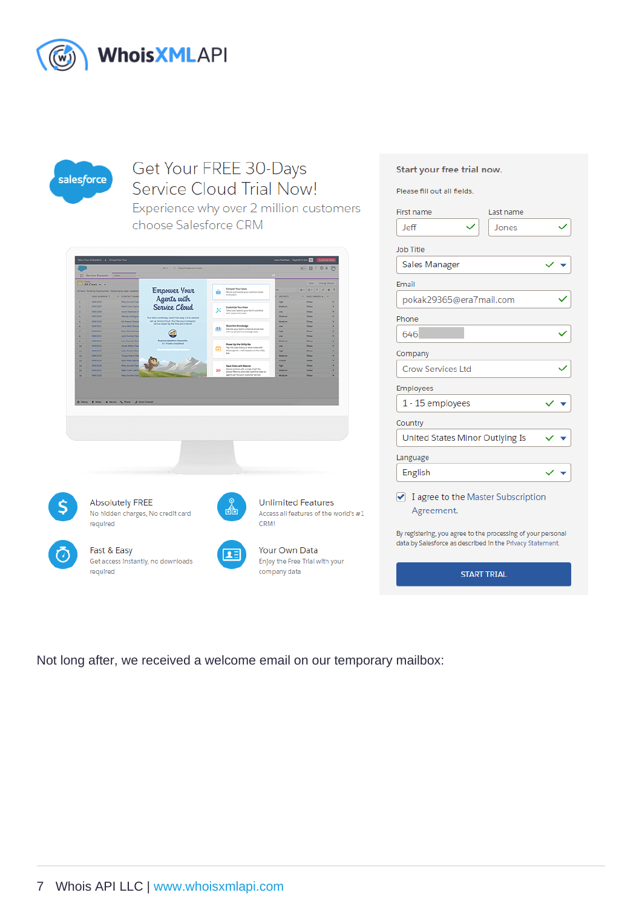Get Your FREE 30-Days Service Cloud Trial Now!

Experience why over 2 million customers choose Salesforce CRM

Absolutely FREE
No hidden charges, No credit card required

Unlimited Features
Access all features of the world's #1 CRM!

Fast & Easy
Get access instantly, no downloads required

Your Own Data
Enjoy the Free Trial with your company data

Start your free trial now.

Please fill out all fields.

First name: Jeff

Last name: Jones

Job Title: Sales Manager

Email: pokak29365@era7mail.com

Phone: 646

Company: Crow Services Ltd

Employees: 1 - 15 employees

Country: United States Minor Outlying Is

Language: English

I agree to the Master Subscription Agreement.

By registering, you agree to the processing of your personal data by Salesforce as described in the Privacy Statement.

START TRIAL

Not long after, we received a welcome email on our temporary mailbox: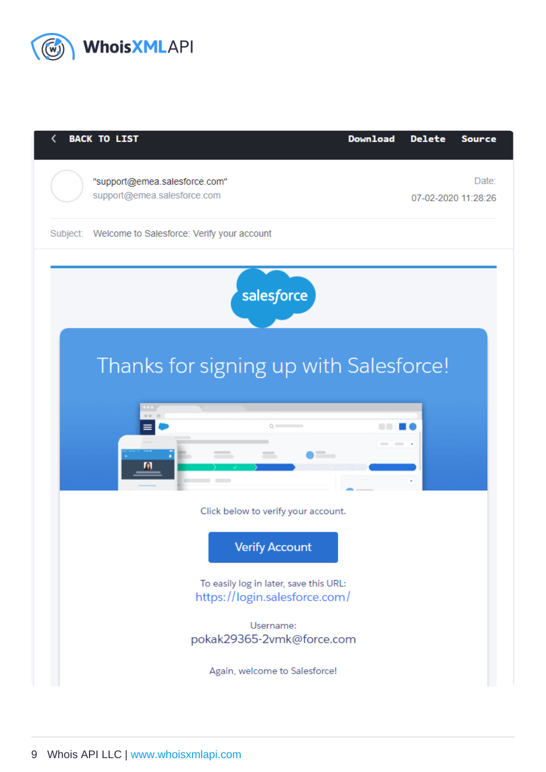BACK TO LIST

Download Delete Source

"support@emea.salesforce.com"
support@emea.salesforce.com

Date:
07-02-2020 11:28:26

Subject: Welcome to Salesforce: Verify your account

salesforce

Thanks for signing up with Salesforce!

Click below to verify your account.

Verify Account

To easily log in later, save this URL:
https://login.salesforce.com/

Username:
pokak29365-2vmk@force.com

Again, welcome to Salesforce!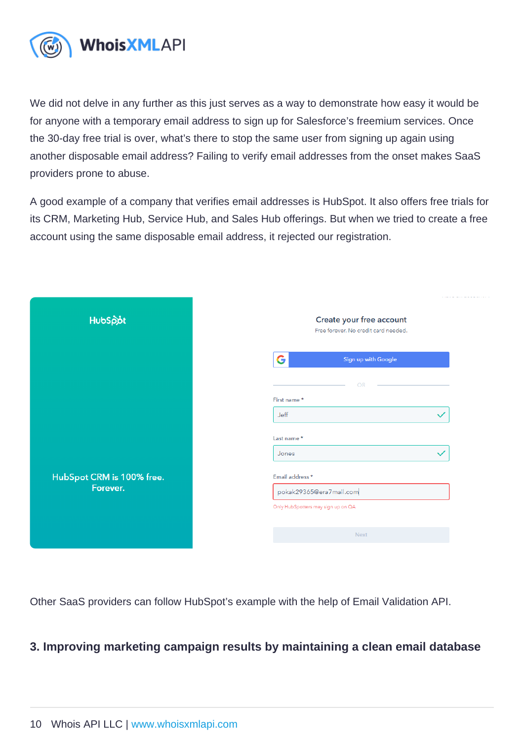We did not delve in any further as this just serves as a way to demonstrate how easy it would be for anyone with a temporary email address to sign up for Salesforce's freemium services. Once the 30-day free trial is over, what's there to stop the same user from signing up again using another disposable email address? Failing to verify email addresses from the onset makes SaaS providers prone to abuse.

A good example of a company that verifies email addresses is HubSpot. It also offers free trials for its CRM, Marketing Hub, Service Hub, and Sales Hub offerings. But when we tried to create a free account using the same disposable email address, it rejected our registration.

Other SaaS providers can follow HubSpot's example with the help of Email Validation API.

### 3. Improving marketing campaign results by maintaining a clean email database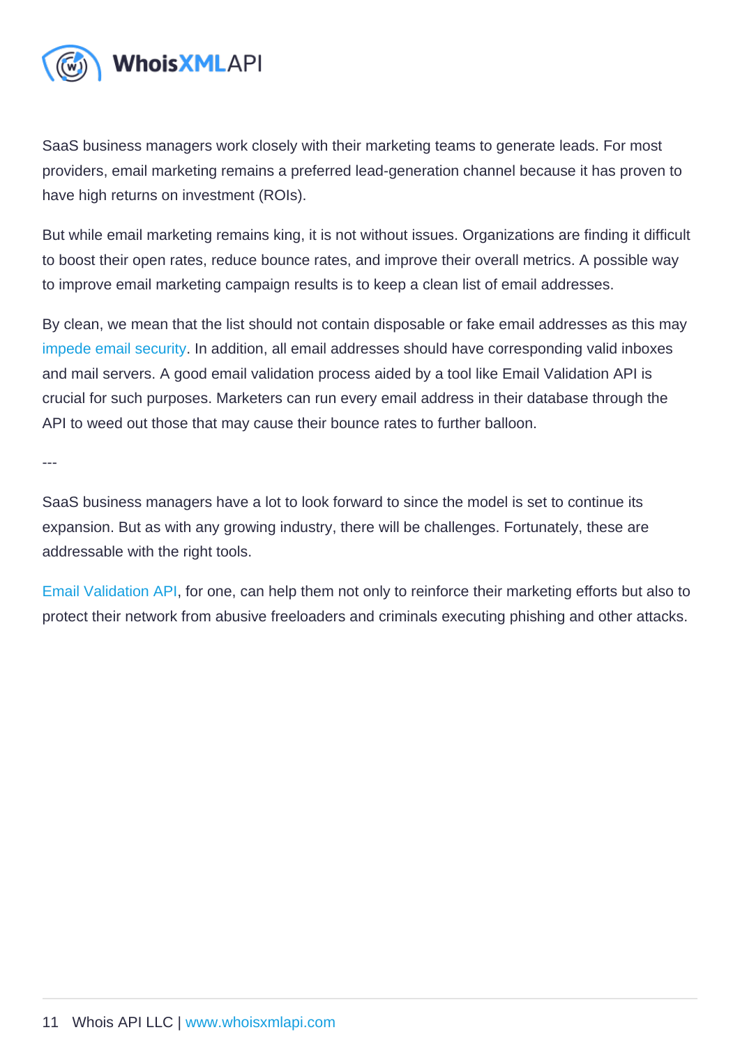SaaS business managers work closely with their marketing teams to generate leads. For most providers, email marketing remains a preferred lead-generation channel because it has proven to have high returns on investment (ROIs).

But while email marketing remains king, it is not without issues. Organizations are finding it difficult to boost their open rates, reduce bounce rates, and improve their overall metrics. A possible way to improve email marketing campaign results is to keep a clean list of email addresses.

By clean, we mean that the list should not contain disposable or fake email addresses as this may impede email security. In addition, all email addresses should have corresponding valid inboxes and mail servers. A good email validation process aided by a tool like Email Validation API is crucial for such purposes. Marketers can run every email address in their database through the API to weed out those that may cause their bounce rates to further balloon.

---

SaaS business managers have a lot to look forward to since the model is set to continue its expansion. But as with any growing industry, there will be challenges. Fortunately, these are addressable with the right tools.

Email Validation API, for one, can help them not only to reinforce their marketing efforts but also to protect their network from abusive freeloaders and criminals executing phishing and other attacks.